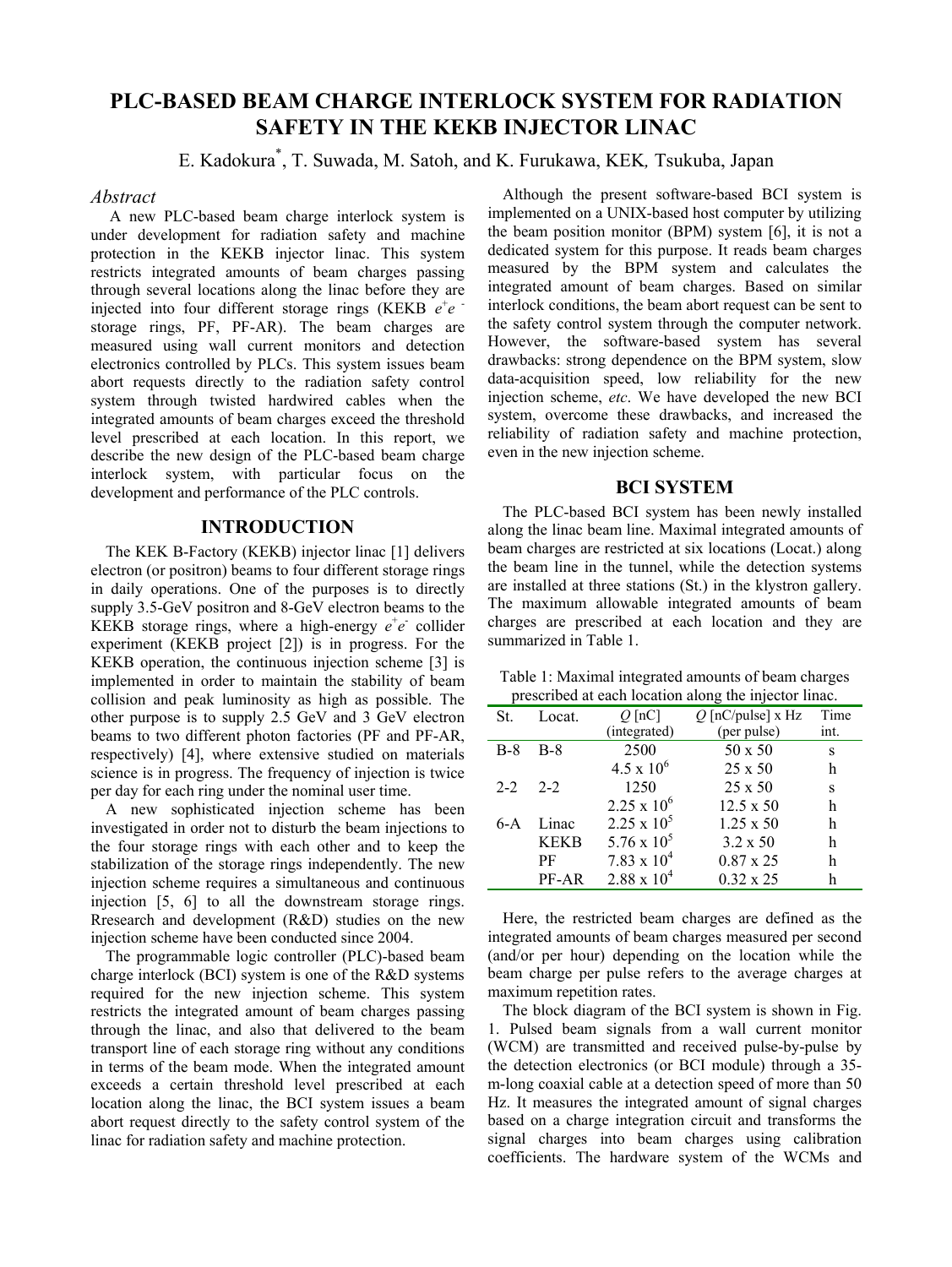# PLC-BASED BEAM CHARGE INTERLOCK SYSTEM FOR RADIATION SAFETY IN THE KEKB INJECTOR LINAC

E. Kadokura*, T. Suwada, M. Satoh, and K. Furukawa, KEK, Tsukuba, Japan

## *Abstract*

A new PLC-based beam charge interlock system is under development for radiation safety and machine protection in the KEKB injector linac. This system restricts integrated amounts of beam charges passing through several locations along the linac before they are injected into four different storage rings (KEKB $e^+e^-$ storage rings, PF, PF-AR). The beam charges are measured using wall current monitors and detection electronics controlled by PLCs. This system issues beam abort requests directly to the radiation safety control system through twisted hardwired cables when the integrated amounts of beam charges exceed the threshold level prescribed at each location. In this report, we describe the new design of the PLC-based beam charge interlock system, with particular focus on the development and performance of the PLC controls.

## INTRODUCTION

The KEK B-Factory (KEKB) injector linac [1] delivers electron (or positron) beams to four different storage rings in daily operations. One of the purposes is to directly supply 3.5-GeV positron and 8-GeV electron beams to the KEKB storage rings, where a high-energy $e^+e^-$ collider experiment (KEKB project [2]) is in progress. For the KEKB operation, the continuous injection scheme [3] is implemented in order to maintain the stability of beam collision and peak luminosity as high as possible. The other purpose is to supply 2.5 GeV and 3 GeV electron beams to two different photon factories (PF and PF-AR, respectively) [4], where extensive studied on materials science is in progress. The frequency of injection is twice per day for each ring under the nominal user time.

A new sophisticated injection scheme has been investigated in order not to disturb the beam injections to the four storage rings with each other and to keep the stabilization of the storage rings independently. The new injection scheme requires a simultaneous and continuous injection [5, 6] to all the downstream storage rings. Rresearch and development (R&D) studies on the new injection scheme have been conducted since 2004.

The programmable logic controller (PLC)-based beam charge interlock (BCI) system is one of the R&D systems required for the new injection scheme. This system restricts the integrated amount of beam charges passing through the linac, and also that delivered to the beam transport line of each storage ring without any conditions in terms of the beam mode. When the integrated amount exceeds a certain threshold level prescribed at each location along the linac, the BCI system issues a beam abort request directly to the safety control system of the linac for radiation safety and machine protection.

Although the present software-based BCI system is implemented on a UNIX-based host computer by utilizing the beam position monitor (BPM) system [6], it is not a dedicated system for this purpose. It reads beam charges measured by the BPM system and calculates the integrated amount of beam charges. Based on similar interlock conditions, the beam abort request can be sent to the safety control system through the computer network. However, the software-based system has several drawbacks: strong dependence on the BPM system, slow data-acquisition speed, low reliability for the new injection scheme, *etc*. We have developed the new BCI system, overcome these drawbacks, and increased the reliability of radiation safety and machine protection, even in the new injection scheme.

## BCI SYSTEM

The PLC-based BCI system has been newly installed along the linac beam line. Maximal integrated amounts of beam charges are restricted at six locations (Locat.) along the beam line in the tunnel, while the detection systems are installed at three stations (St.) in the klystron gallery. The maximum allowable integrated amounts of beam charges are prescribed at each location and they are summarized in Table 1.

Table 1: Maximal integrated amounts of beam charges prescribed at each location along the injector linac.

| St. | Locat. | $Q$ [nC] (integrated) | $Q$ [nC/pulse] x Hz (per pulse) | Time int. |
|---|---|---|---|---|
| B-8 | B-8 | 2500 | 50 x 50 | s |
| | | $4.5 \times 10^6$ | 25 x 50 | h |
| 2-2 | 2-2 | 1250 | 25 x 50 | s |
| | | $2.25 \times 10^6$ | 12.5 x 50 | h |
| 6-A | Linac | $2.25 \times 10^5$ | 1.25 x 50 | h |
| | KEKB | $5.76 \times 10^5$ | 3.2 x 50 | h |
| | PF | $7.83 \times 10^4$ | 0.87 x 25 | h |
| | PF-AR | $2.88 \times 10^4$ | 0.32 x 25 | h |

Here, the restricted beam charges are defined as the integrated amounts of beam charges measured per second (and/or per hour) depending on the location while the beam charge per pulse refers to the average charges at maximum repetition rates.

The block diagram of the BCI system is shown in Fig. 1. Pulsed beam signals from a wall current monitor (WCM) are transmitted and received pulse-by-pulse by the detection electronics (or BCI module) through a 35-m-long coaxial cable at a detection speed of more than 50 Hz. It measures the integrated amount of signal charges based on a charge integration circuit and transforms the signal charges into beam charges using calibration coefficients. The hardware system of the WCMs and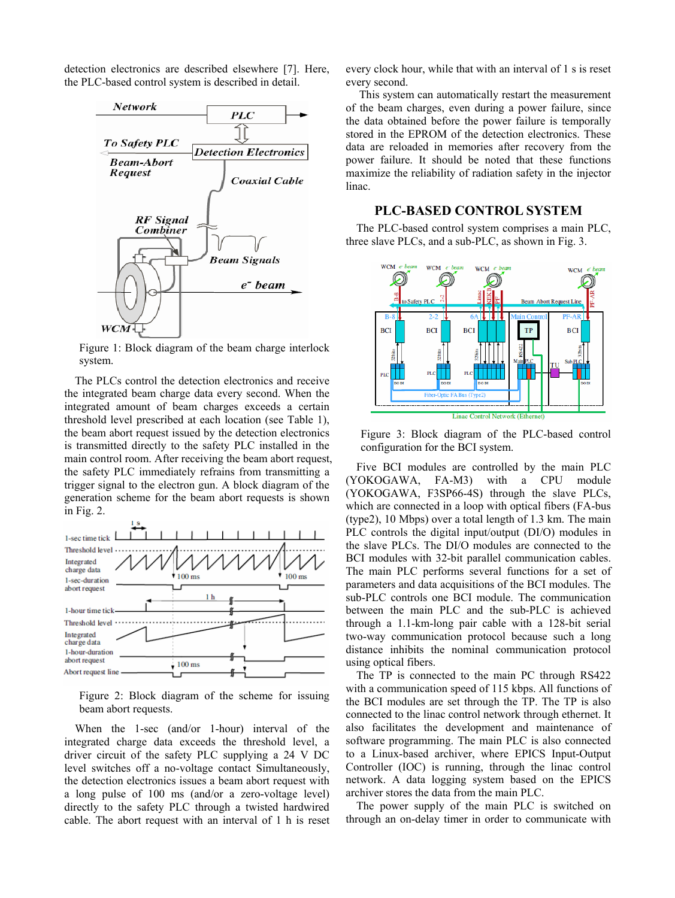detection electronics are described elsewhere [7]. Here, the PLC-based control system is described in detail.

Figure 1: Block diagram of the beam charge interlock system.

The PLCs control the detection electronics and receive the integrated beam charge data every second. When the integrated amount of beam charges exceeds a certain threshold level prescribed at each location (see Table 1), the beam abort request issued by the detection electronics is transmitted directly to the safety PLC installed in the main control room. After receiving the beam abort request, the safety PLC immediately refrains from transmitting a trigger signal to the electron gun. A block diagram of the generation scheme for the beam abort requests is shown in Fig. 2.

Figure 2: Block diagram of the scheme for issuing beam abort requests.

When the 1-sec (and/or 1-hour) interval of the integrated charge data exceeds the threshold level, a driver circuit of the safety PLC supplying a 24 V DC level switches off a no-voltage contact Simultaneously, the detection electronics issues a beam abort request with a long pulse of 100 ms (and/or a zero-voltage level) directly to the safety PLC through a twisted hardwired cable. The abort request with an interval of 1 h is reset every clock hour, while that with an interval of 1 s is reset every second.

This system can automatically restart the measurement of the beam charges, even during a power failure, since the data obtained before the power failure is temporally stored in the EPROM of the detection electronics. These data are reloaded in memories after recovery from the power failure. It should be noted that these functions maximize the reliability of radiation safety in the injector linac.

## PLC-BASED CONTROL SYSTEM

The PLC-based control system comprises a main PLC, three slave PLCs, and a sub-PLC, as shown in Fig. 3.

Figure 3: Block diagram of the PLC-based control configuration for the BCI system.

Five BCI modules are controlled by the main PLC (YOKOGAWA, FA-M3) with a CPU module (YOKOGAWA, F3SP66-4S) through the slave PLCs, which are connected in a loop with optical fibers (FA-bus (type2), 10 Mbps) over a total length of 1.3 km. The main PLC controls the digital input/output (DI/O) modules in the slave PLCs. The DI/O modules are connected to the BCI modules with 32-bit parallel communication cables. The main PLC performs several functions for a set of parameters and data acquisitions of the BCI modules. The sub-PLC controls one BCI module. The communication between the main PLC and the sub-PLC is achieved through a 1.1-km-long pair cable with a 128-bit serial two-way communication protocol because such a long distance inhibits the nominal communication protocol using optical fibers.

The TP is connected to the main PC through RS422 with a communication speed of 115 kbps. All functions of the BCI modules are set through the TP. The TP is also connected to the linac control network through ethernet. It also facilitates the development and maintenance of software programming. The main PLC is also connected to a Linux-based archiver, where EPICS Input-Output Controller (IOC) is running, through the linac control network. A data logging system based on the EPICS archiver stores the data from the main PLC.

The power supply of the main PLC is switched on through an on-delay timer in order to communicate with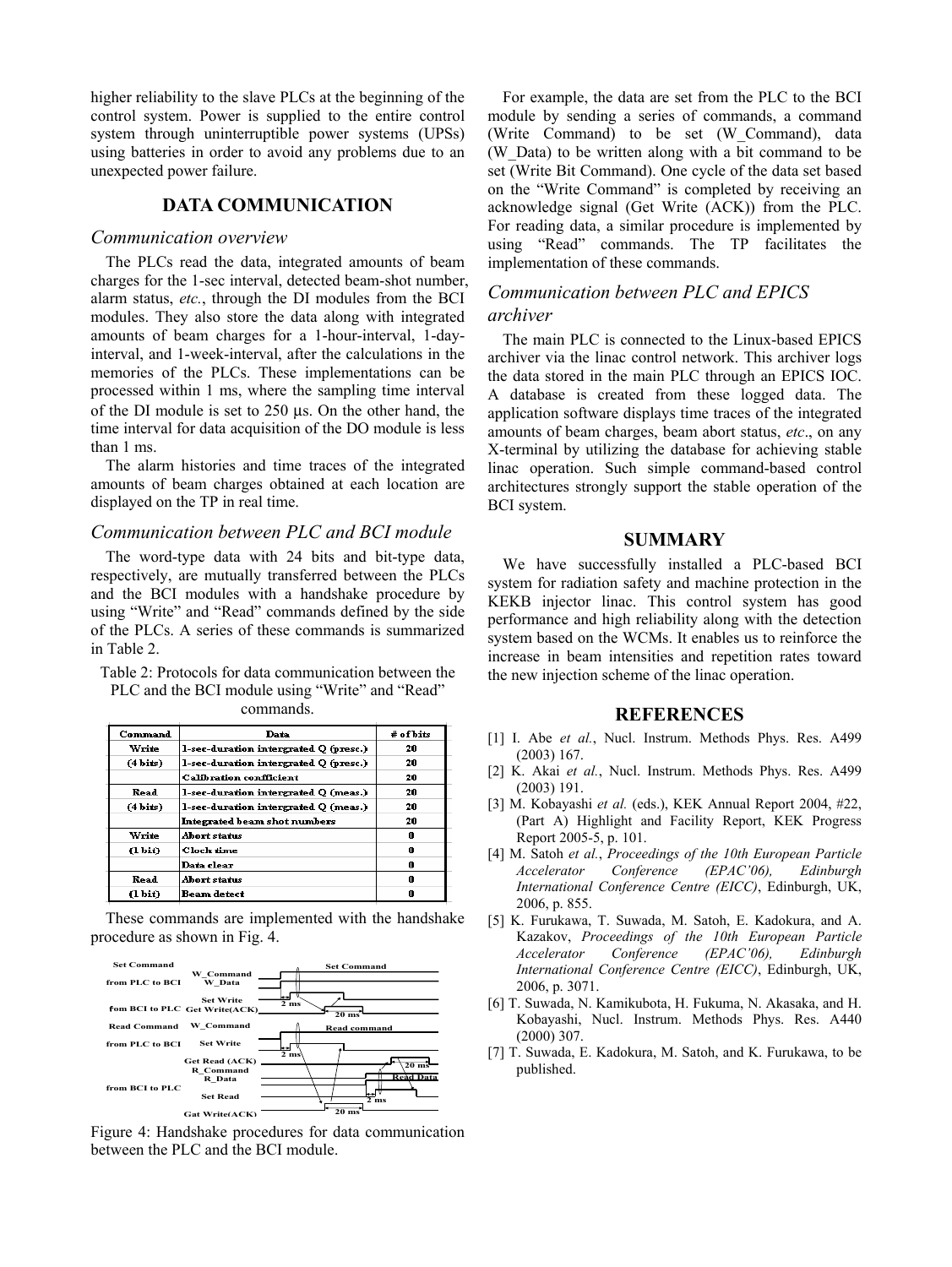higher reliability to the slave PLCs at the beginning of the control system. Power is supplied to the entire control system through uninterruptible power systems (UPSs) using batteries in order to avoid any problems due to an unexpected power failure.

## DATA COMMUNICATION

### *Communication overview*

The PLCs read the data, integrated amounts of beam charges for the 1-sec interval, detected beam-shot number, alarm status, *etc.*, through the DI modules from the BCI modules. They also store the data along with integrated amounts of beam charges for a 1-hour-interval, 1-day-interval, and 1-week-interval, after the calculations in the memories of the PLCs. These implementations can be processed within 1 ms, where the sampling time interval of the DI module is set to 250 μs. On the other hand, the time interval for data acquisition of the DO module is less than 1 ms.

The alarm histories and time traces of the integrated amounts of beam charges obtained at each location are displayed on the TP in real time.

### *Communication between PLC and BCI module*

The word-type data with 24 bits and bit-type data, respectively, are mutually transferred between the PLCs and the BCI modules with a handshake procedure by using "Write" and "Read" commands defined by the side of the PLCs. A series of these commands is summarized in Table 2.

Table 2: Protocols for data communication between the PLC and the BCI module using "Write" and "Read" commands.

| Command | Data | # of bits |
|---|---|---|
| Write | 1-sec-duration intergrated Q (presc.) | 20 |
| (4 bits) | 1-sec-duration intergrated Q (presc.) | 20 |
| | Calibration coefficient | 20 |
| Read | 1-sec-duration intergrated Q (meas.) | 20 |
| (4 bits) | 1-sec-duration intergrated Q (meas.) | 20 |
| | Integrated beam shot numbers | 20 |
| Write | Abort status | 0 |
| (1 bit) | Clock time | 0 |
| | Data clear | 0 |
| Read | Abort status | 0 |
| (1 bit) | Beam detect | 0 |

These commands are implemented with the handshake procedure as shown in Fig. 4.

Set Command
from PLC to BCI
W_Command
W_Data
Set Command
Set Write
fom BCI to PLC
Get Write(ACK)
2 ms
20 ms
Read Command
from PLC to BCI
W_Command
Read command
Set Write
2 ms
Get Read (ACK)
R_Command
R_Data
20 ms
Read Data
from BCI to PLC
Set Read
2 ms
Gat Write(ACK)
20 ms

Figure 4: Handshake procedures for data communication between the PLC and the BCI module.

For example, the data are set from the PLC to the BCI module by sending a series of commands, a command (Write Command) to be set (W_Command), data (W_Data) to be written along with a bit command to be set (Write Bit Command). One cycle of the data set based on the "Write Command" is completed by receiving an acknowledge signal (Get Write (ACK)) from the PLC. For reading data, a similar procedure is implemented by using "Read" commands. The TP facilitates the implementation of these commands.

### *Communication between PLC and EPICS archiver*

The main PLC is connected to the Linux-based EPICS archiver via the linac control network. This archiver logs the data stored in the main PLC through an EPICS IOC. A database is created from these logged data. The application software displays time traces of the integrated amounts of beam charges, beam abort status, *etc*., on any X-terminal by utilizing the database for achieving stable linac operation. Such simple command-based control architectures strongly support the stable operation of the BCI system.

## SUMMARY

We have successfully installed a PLC-based BCI system for radiation safety and machine protection in the KEKB injector linac. This control system has good performance and high reliability along with the detection system based on the WCMs. It enables us to reinforce the increase in beam intensities and repetition rates toward the new injection scheme of the linac operation.

## REFERENCES

[1] I. Abe *et al.*, Nucl. Instrum. Methods Phys. Res. A499 (2003) 167.

[2] K. Akai *et al.*, Nucl. Instrum. Methods Phys. Res. A499 (2003) 191.

[3] M. Kobayashi *et al.* (eds.), KEK Annual Report 2004, #22, (Part A) Highlight and Facility Report, KEK Progress Report 2005-5, p. 101.

[4] M. Satoh *et al.*, *Proceedings of the 10th European Particle Accelerator Conference (EPAC'06), Edinburgh International Conference Centre (EICC)*, Edinburgh, UK, 2006, p. 855.

[5] K. Furukawa, T. Suwada, M. Satoh, E. Kadokura, and A. Kazakov, *Proceedings of the 10th European Particle Accelerator Conference (EPAC'06), Edinburgh International Conference Centre (EICC)*, Edinburgh, UK, 2006, p. 3071.

[6] T. Suwada, N. Kamikubota, H. Fukuma, N. Akasaka, and H. Kobayashi, Nucl. Instrum. Methods Phys. Res. A440 (2000) 307.

[7] T. Suwada, E. Kadokura, M. Satoh, and K. Furukawa, to be published.